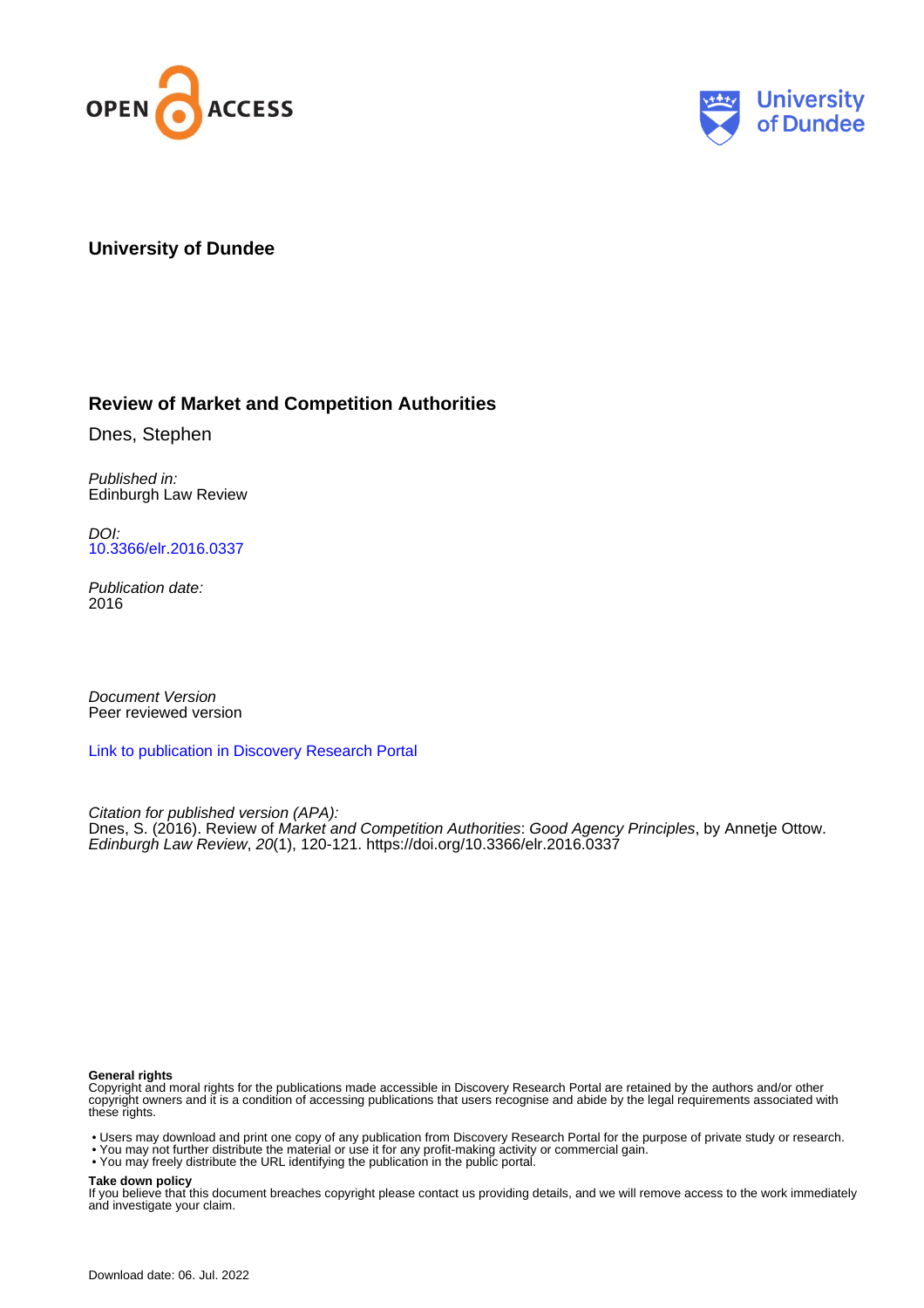**University of Dundee**

# Review of Market and Competition Authorities

Dnes, Stephen

*Published in:*
Edinburgh Law Review

*DOI:*
[10.3366/elr.2016.0337](https://doi.org/10.3366/elr.2016.0337)

*Publication date:*
2016

*Document Version*
Peer reviewed version

[Link to publication in Discovery Research Portal]()

*Citation for published version (APA):*
Dnes, S. (2016). Review of *Market and Competition Authorities*: *Good Agency Principles*, by Annetje Ottow. *Edinburgh Law Review*, *20*(1), 120-121. https://doi.org/10.3366/elr.2016.0337

**General rights**
Copyright and moral rights for the publications made accessible in Discovery Research Portal are retained by the authors and/or other copyright owners and it is a condition of accessing publications that users recognise and abide by the legal requirements associated with these rights.

- Users may download and print one copy of any publication from Discovery Research Portal for the purpose of private study or research.
- You may not further distribute the material or use it for any profit-making activity or commercial gain.
- You may freely distribute the URL identifying the publication in the public portal.

**Take down policy**
If you believe that this document breaches copyright please contact us providing details, and we will remove access to the work immediately and investigate your claim.

Download date: 06. Jul. 2022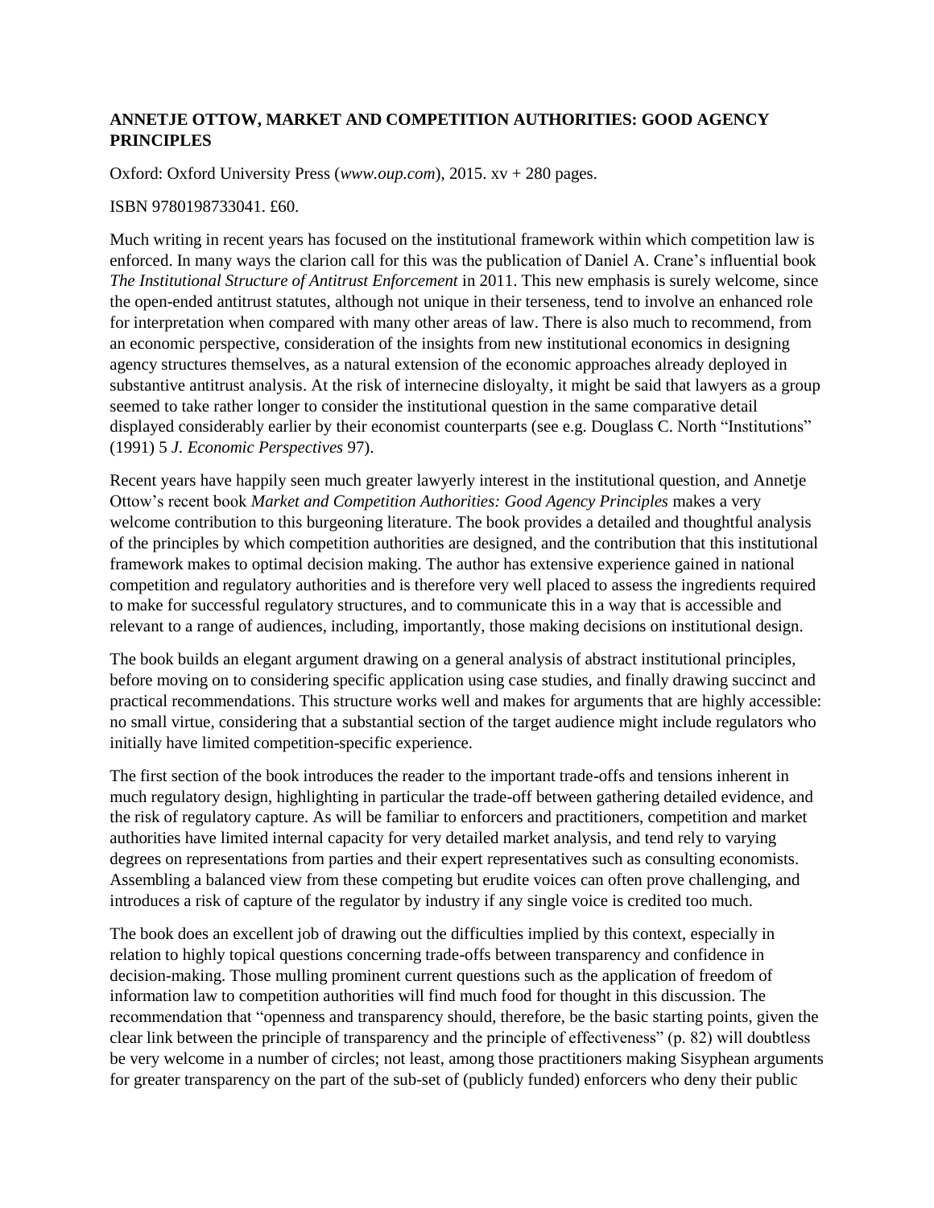**ANNETJE OTTOW, MARKET AND COMPETITION AUTHORITIES: GOOD AGENCY PRINCIPLES**

Oxford: Oxford University Press (*www.oup.com*), 2015. xv + 280 pages.

ISBN 9780198733041. £60.

Much writing in recent years has focused on the institutional framework within which competition law is enforced. In many ways the clarion call for this was the publication of Daniel A. Crane's influential book *The Institutional Structure of Antitrust Enforcement* in 2011. This new emphasis is surely welcome, since the open-ended antitrust statutes, although not unique in their terseness, tend to involve an enhanced role for interpretation when compared with many other areas of law. There is also much to recommend, from an economic perspective, consideration of the insights from new institutional economics in designing agency structures themselves, as a natural extension of the economic approaches already deployed in substantive antitrust analysis. At the risk of internecine disloyalty, it might be said that lawyers as a group seemed to take rather longer to consider the institutional question in the same comparative detail displayed considerably earlier by their economist counterparts (see e.g. Douglass C. North "Institutions" (1991) 5 *J. Economic Perspectives* 97).

Recent years have happily seen much greater lawyerly interest in the institutional question, and Annetje Ottow's recent book *Market and Competition Authorities: Good Agency Principles* makes a very welcome contribution to this burgeoning literature. The book provides a detailed and thoughtful analysis of the principles by which competition authorities are designed, and the contribution that this institutional framework makes to optimal decision making. The author has extensive experience gained in national competition and regulatory authorities and is therefore very well placed to assess the ingredients required to make for successful regulatory structures, and to communicate this in a way that is accessible and relevant to a range of audiences, including, importantly, those making decisions on institutional design.

The book builds an elegant argument drawing on a general analysis of abstract institutional principles, before moving on to considering specific application using case studies, and finally drawing succinct and practical recommendations. This structure works well and makes for arguments that are highly accessible: no small virtue, considering that a substantial section of the target audience might include regulators who initially have limited competition-specific experience.

The first section of the book introduces the reader to the important trade-offs and tensions inherent in much regulatory design, highlighting in particular the trade-off between gathering detailed evidence, and the risk of regulatory capture. As will be familiar to enforcers and practitioners, competition and market authorities have limited internal capacity for very detailed market analysis, and tend rely to varying degrees on representations from parties and their expert representatives such as consulting economists. Assembling a balanced view from these competing but erudite voices can often prove challenging, and introduces a risk of capture of the regulator by industry if any single voice is credited too much.

The book does an excellent job of drawing out the difficulties implied by this context, especially in relation to highly topical questions concerning trade-offs between transparency and confidence in decision-making. Those mulling prominent current questions such as the application of freedom of information law to competition authorities will find much food for thought in this discussion. The recommendation that "openness and transparency should, therefore, be the basic starting points, given the clear link between the principle of transparency and the principle of effectiveness" (p. 82) will doubtless be very welcome in a number of circles; not least, among those practitioners making Sisyphean arguments for greater transparency on the part of the sub-set of (publicly funded) enforcers who deny their public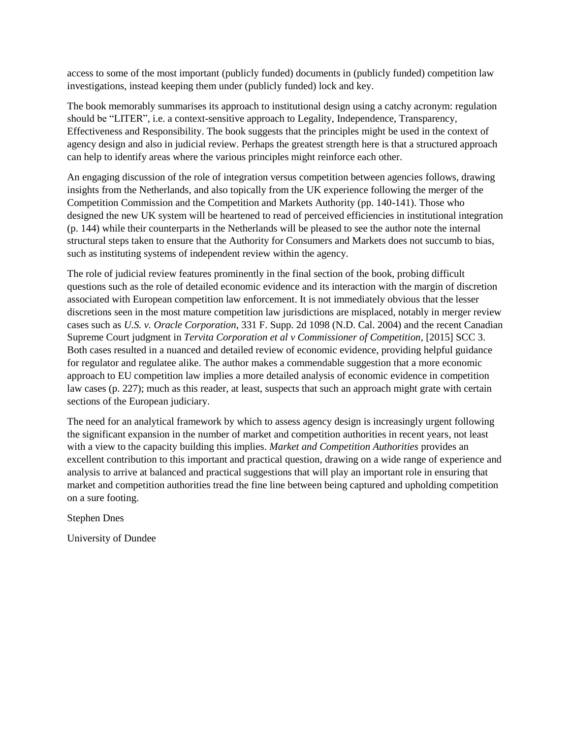access to some of the most important (publicly funded) documents in (publicly funded) competition law investigations, instead keeping them under (publicly funded) lock and key.

The book memorably summarises its approach to institutional design using a catchy acronym: regulation should be "LITER", i.e. a context-sensitive approach to Legality, Independence, Transparency, Effectiveness and Responsibility. The book suggests that the principles might be used in the context of agency design and also in judicial review. Perhaps the greatest strength here is that a structured approach can help to identify areas where the various principles might reinforce each other.

An engaging discussion of the role of integration versus competition between agencies follows, drawing insights from the Netherlands, and also topically from the UK experience following the merger of the Competition Commission and the Competition and Markets Authority (pp. 140-141). Those who designed the new UK system will be heartened to read of perceived efficiencies in institutional integration (p. 144) while their counterparts in the Netherlands will be pleased to see the author note the internal structural steps taken to ensure that the Authority for Consumers and Markets does not succumb to bias, such as instituting systems of independent review within the agency.

The role of judicial review features prominently in the final section of the book, probing difficult questions such as the role of detailed economic evidence and its interaction with the margin of discretion associated with European competition law enforcement. It is not immediately obvious that the lesser discretions seen in the most mature competition law jurisdictions are misplaced, notably in merger review cases such as *U.S. v. Oracle Corporation*, 331 F. Supp. 2d 1098 (N.D. Cal. 2004) and the recent Canadian Supreme Court judgment in *Tervita Corporation et al v Commissioner of Competition*, [2015] SCC 3. Both cases resulted in a nuanced and detailed review of economic evidence, providing helpful guidance for regulator and regulatee alike. The author makes a commendable suggestion that a more economic approach to EU competition law implies a more detailed analysis of economic evidence in competition law cases (p. 227); much as this reader, at least, suspects that such an approach might grate with certain sections of the European judiciary.

The need for an analytical framework by which to assess agency design is increasingly urgent following the significant expansion in the number of market and competition authorities in recent years, not least with a view to the capacity building this implies. *Market and Competition Authorities* provides an excellent contribution to this important and practical question, drawing on a wide range of experience and analysis to arrive at balanced and practical suggestions that will play an important role in ensuring that market and competition authorities tread the fine line between being captured and upholding competition on a sure footing.

Stephen Dnes

University of Dundee